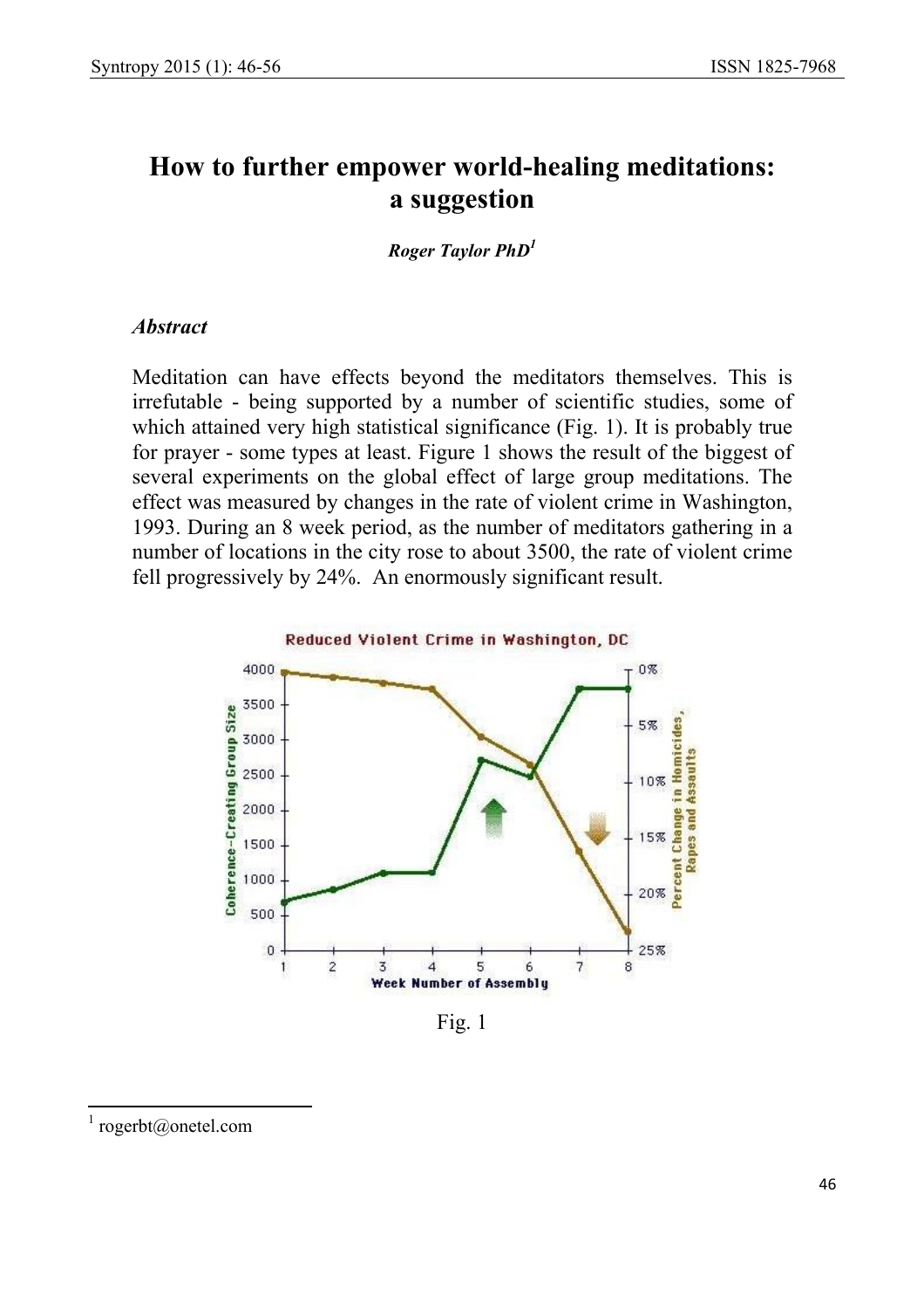# How to further empower world-healing meditations: a suggestion

***Roger Taylor PhD*[1]**

### *Abstract*

Meditation can have effects beyond the meditators themselves. This is irrefutable - being supported by a number of scientific studies, some of which attained very high statistical significance (Fig. 1). It is probably true for prayer - some types at least. Figure 1 shows the result of the biggest of several experiments on the global effect of large group meditations. The effect was measured by changes in the rate of violent crime in Washington, 1993. During an 8 week period, as the number of meditators gathering in a number of locations in the city rose to about 3500, the rate of violent crime fell progressively by 24%. An enormously significant result.

Fig. 1

[1] rogerbt@onetel.com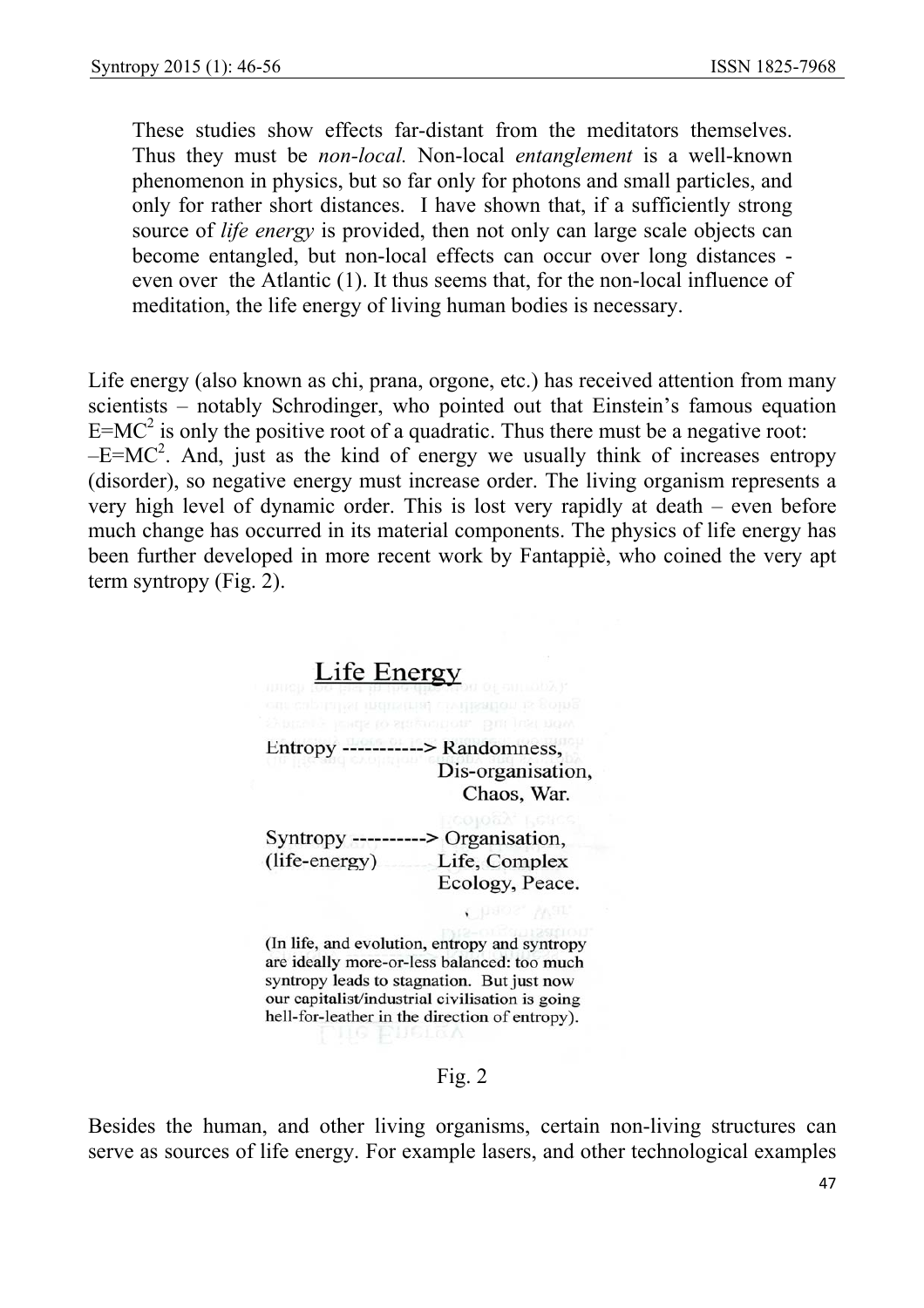> These studies show effects far-distant from the meditators themselves. Thus they must be *non-local.* Non-local *entanglement* is a well-known phenomenon in physics, but so far only for photons and small particles, and only for rather short distances. I have shown that, if a sufficiently strong source of *life energy* is provided, then not only can large scale objects can become entangled, but non-local effects can occur over long distances - even over the Atlantic (1). It thus seems that, for the non-local influence of meditation, the life energy of living human bodies is necessary.

Life energy (also known as chi, prana, orgone, etc.) has received attention from many scientists – notably Schrodinger, who pointed out that Einstein's famous equation $E=MC^2$ is only the positive root of a quadratic. Thus there must be a negative root: $-E=MC^2$. And, just as the kind of energy we usually think of increases entropy (disorder), so negative energy must increase order. The living organism represents a very high level of dynamic order. This is lost very rapidly at death – even before much change has occurred in its material components. The physics of life energy has been further developed in more recent work by Fantappiè, who coined the very apt term syntropy (Fig. 2).

**Life Energy**

Entropy -----------> Randomness, Dis-organisation, Chaos, War.

Syntropy ----------> Organisation, Life, Complex Ecology, Peace.
(life-energy)

(In life, and evolution, entropy and syntropy are ideally more-or-less balanced: too much syntropy leads to stagnation. But just now our capitalist/industrial civilisation is going hell-for-leather in the direction of entropy).

Fig. 2

Besides the human, and other living organisms, certain non-living structures can serve as sources of life energy. For example lasers, and other technological examples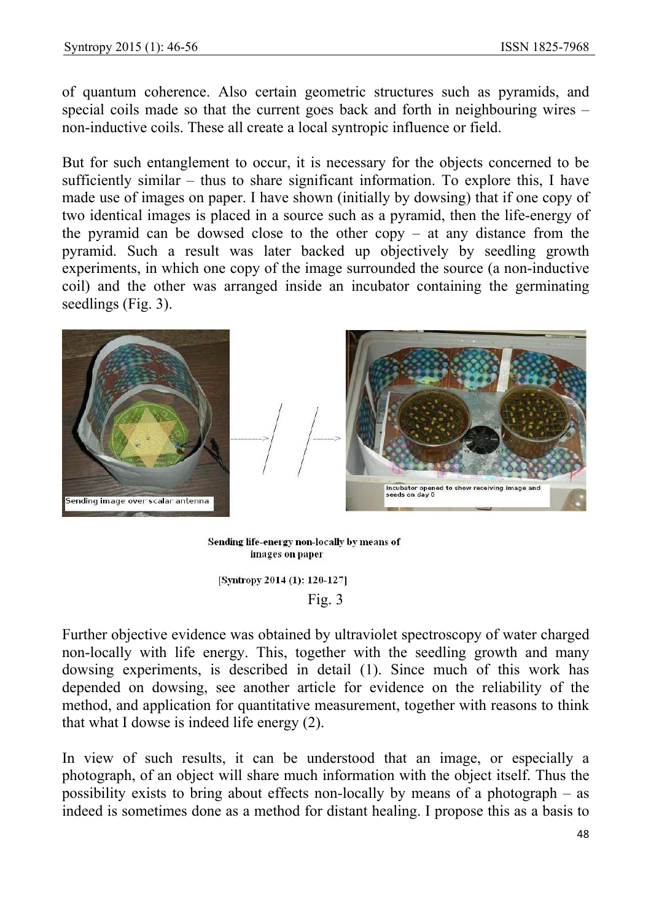of quantum coherence. Also certain geometric structures such as pyramids, and special coils made so that the current goes back and forth in neighbouring wires – non-inductive coils. These all create a local syntropic influence or field.

But for such entanglement to occur, it is necessary for the objects concerned to be sufficiently similar – thus to share significant information. To explore this, I have made use of images on paper. I have shown (initially by dowsing) that if one copy of two identical images is placed in a source such as a pyramid, then the life-energy of the pyramid can be dowsed close to the other copy – at any distance from the pyramid. Such a result was later backed up objectively by seedling growth experiments, in which one copy of the image surrounded the source (a non-inductive coil) and the other was arranged inside an incubator containing the germinating seedlings (Fig. 3).

Sending image over scalar antenna

Incubator opened to show receiving image and seeds on day 0

**Sending life-energy non-locally by means of images on paper**

**[Syntropy 2014 (1): 120-127]**

Fig. 3

Further objective evidence was obtained by ultraviolet spectroscopy of water charged non-locally with life energy. This, together with the seedling growth and many dowsing experiments, is described in detail (1). Since much of this work has depended on dowsing, see another article for evidence on the reliability of the method, and application for quantitative measurement, together with reasons to think that what I dowse is indeed life energy (2).

In view of such results, it can be understood that an image, or especially a photograph, of an object will share much information with the object itself. Thus the possibility exists to bring about effects non-locally by means of a photograph – as indeed is sometimes done as a method for distant healing. I propose this as a basis to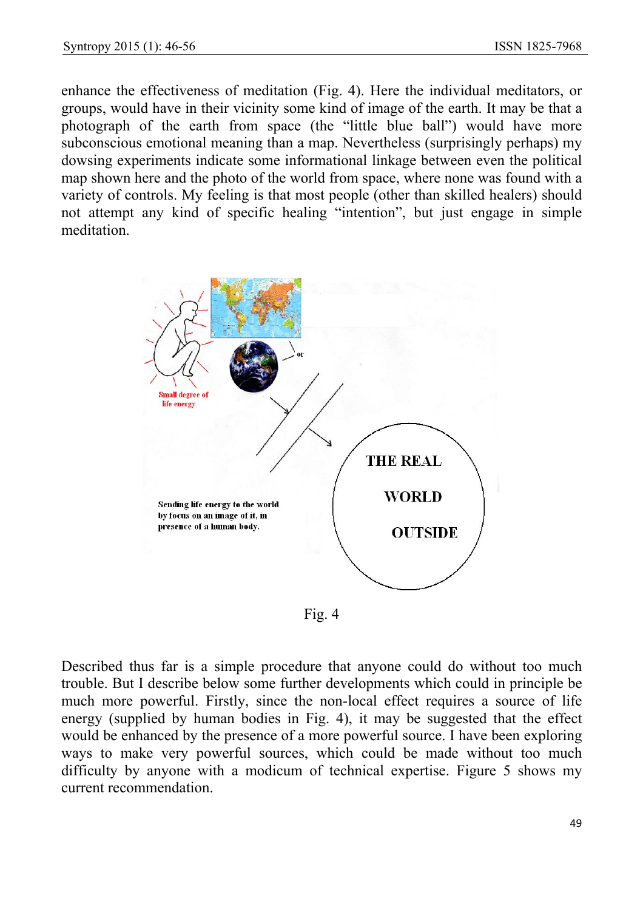enhance the effectiveness of meditation (Fig. 4). Here the individual meditators, or groups, would have in their vicinity some kind of image of the earth. It may be that a photograph of the earth from space (the "little blue ball") would have more subconscious emotional meaning than a map. Nevertheless (surprisingly perhaps) my dowsing experiments indicate some informational linkage between even the political map shown here and the photo of the world from space, where none was found with a variety of controls. My feeling is that most people (other than skilled healers) should not attempt any kind of specific healing "intention", but just engage in simple meditation.

Small degree of life energy

or

THE REAL WORLD OUTSIDE

Sending life energy to the world by focus on an image of it, in presence of a human body.

Fig. 4

Described thus far is a simple procedure that anyone could do without too much trouble. But I describe below some further developments which could in principle be much more powerful. Firstly, since the non-local effect requires a source of life energy (supplied by human bodies in Fig. 4), it may be suggested that the effect would be enhanced by the presence of a more powerful source. I have been exploring ways to make very powerful sources, which could be made without too much difficulty by anyone with a modicum of technical expertise. Figure 5 shows my current recommendation.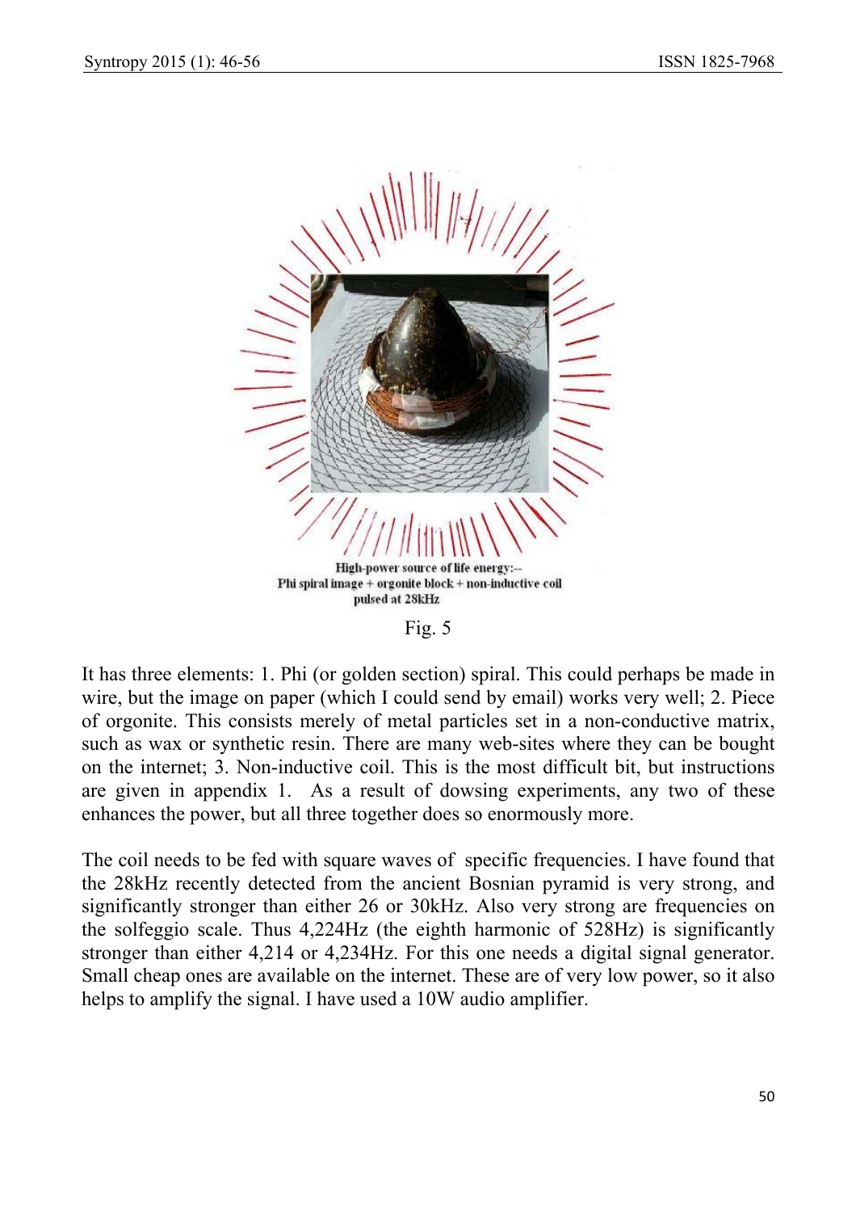High-power source of life energy:–
Phi spiral image + orgonite block + non-inductive coil
pulsed at 28kHz

Fig. 5

It has three elements: 1. Phi (or golden section) spiral. This could perhaps be made in wire, but the image on paper (which I could send by email) works very well; 2. Piece of orgonite. This consists merely of metal particles set in a non-conductive matrix, such as wax or synthetic resin. There are many web-sites where they can be bought on the internet; 3. Non-inductive coil. This is the most difficult bit, but instructions are given in appendix 1. As a result of dowsing experiments, any two of these enhances the power, but all three together does so enormously more.

The coil needs to be fed with square waves of specific frequencies. I have found that the 28kHz recently detected from the ancient Bosnian pyramid is very strong, and significantly stronger than either 26 or 30kHz. Also very strong are frequencies on the solfeggio scale. Thus 4,224Hz (the eighth harmonic of 528Hz) is significantly stronger than either 4,214 or 4,234Hz. For this one needs a digital signal generator. Small cheap ones are available on the internet. These are of very low power, so it also helps to amplify the signal. I have used a 10W audio amplifier.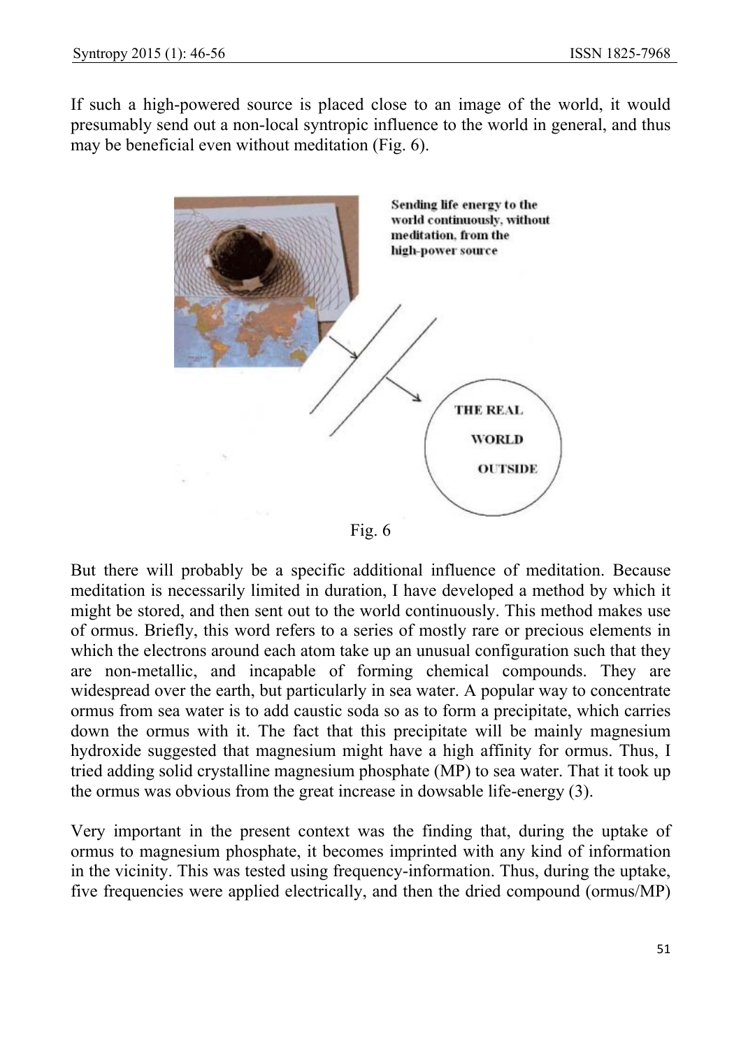If such a high-powered source is placed close to an image of the world, it would presumably send out a non-local syntropic influence to the world in general, and thus may be beneficial even without meditation (Fig. 6).

Fig. 6

But there will probably be a specific additional influence of meditation. Because meditation is necessarily limited in duration, I have developed a method by which it might be stored, and then sent out to the world continuously. This method makes use of ormus. Briefly, this word refers to a series of mostly rare or precious elements in which the electrons around each atom take up an unusual configuration such that they are non-metallic, and incapable of forming chemical compounds. They are widespread over the earth, but particularly in sea water. A popular way to concentrate ormus from sea water is to add caustic soda so as to form a precipitate, which carries down the ormus with it. The fact that this precipitate will be mainly magnesium hydroxide suggested that magnesium might have a high affinity for ormus. Thus, I tried adding solid crystalline magnesium phosphate (MP) to sea water. That it took up the ormus was obvious from the great increase in dowsable life-energy (3).

Very important in the present context was the finding that, during the uptake of ormus to magnesium phosphate, it becomes imprinted with any kind of information in the vicinity. This was tested using frequency-information. Thus, during the uptake, five frequencies were applied electrically, and then the dried compound (ormus/MP)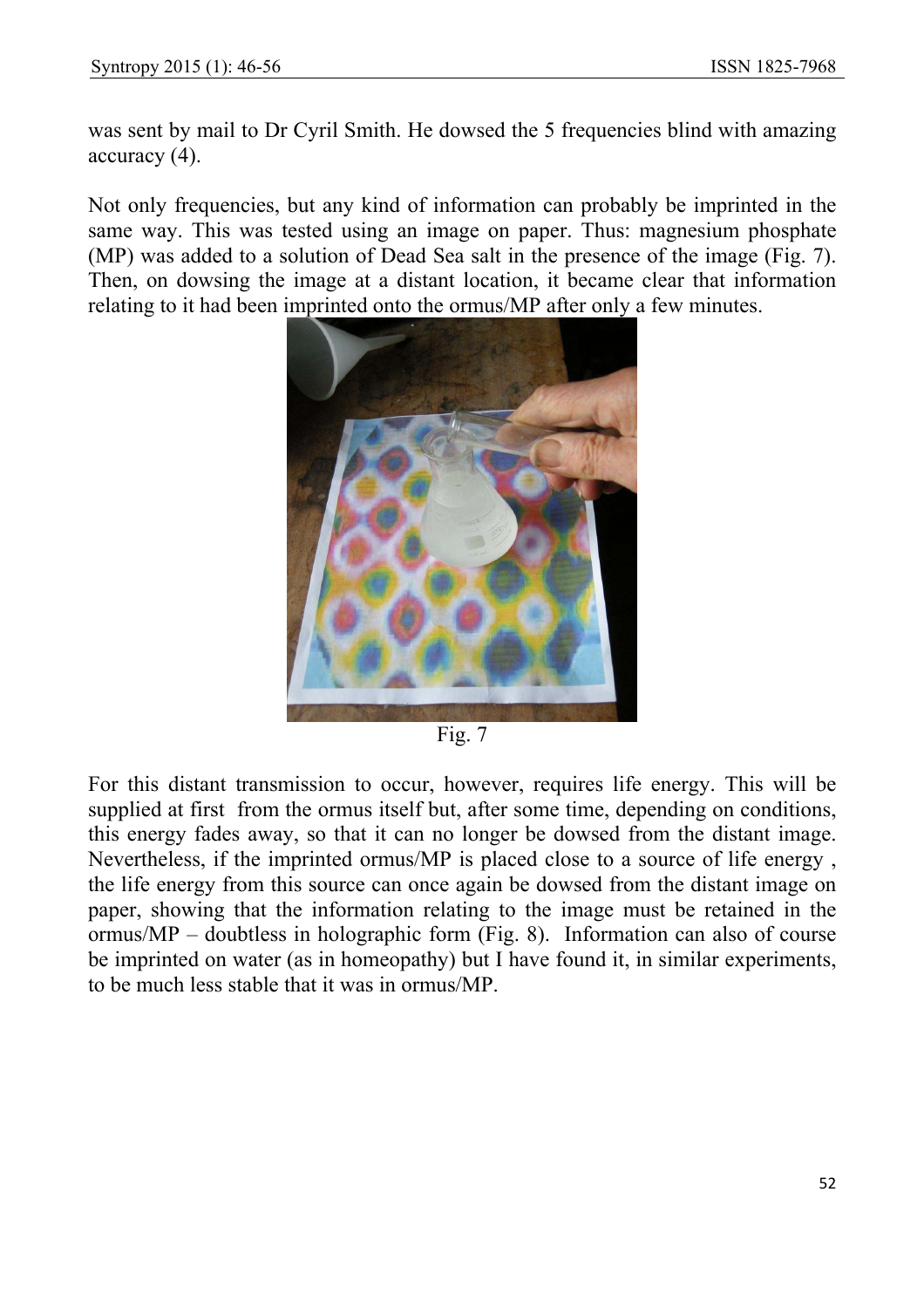was sent by mail to Dr Cyril Smith. He dowsed the 5 frequencies blind with amazing accuracy (4).

Not only frequencies, but any kind of information can probably be imprinted in the same way. This was tested using an image on paper. Thus: magnesium phosphate (MP) was added to a solution of Dead Sea salt in the presence of the image (Fig. 7). Then, on dowsing the image at a distant location, it became clear that information relating to it had been imprinted onto the ormus/MP after only a few minutes.

Fig. 7

For this distant transmission to occur, however, requires life energy. This will be supplied at first from the ormus itself but, after some time, depending on conditions, this energy fades away, so that it can no longer be dowsed from the distant image. Nevertheless, if the imprinted ormus/MP is placed close to a source of life energy , the life energy from this source can once again be dowsed from the distant image on paper, showing that the information relating to the image must be retained in the ormus/MP – doubtless in holographic form (Fig. 8). Information can also of course be imprinted on water (as in homeopathy) but I have found it, in similar experiments, to be much less stable that it was in ormus/MP.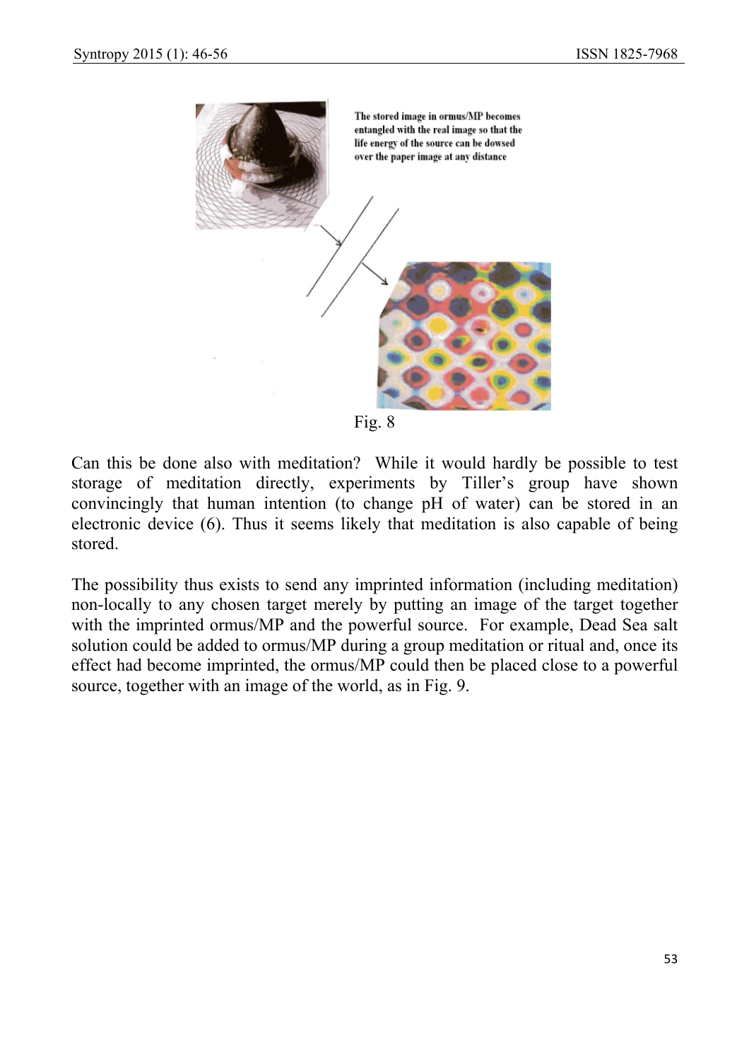The stored image in ormus/MP becomes entangled with the real image so that the life energy of the source can be dowsed over the paper image at any distance

Fig. 8

Can this be done also with meditation? While it would hardly be possible to test storage of meditation directly, experiments by Tiller's group have shown convincingly that human intention (to change pH of water) can be stored in an electronic device (6). Thus it seems likely that meditation is also capable of being stored.

The possibility thus exists to send any imprinted information (including meditation) non-locally to any chosen target merely by putting an image of the target together with the imprinted ormus/MP and the powerful source. For example, Dead Sea salt solution could be added to ormus/MP during a group meditation or ritual and, once its effect had become imprinted, the ormus/MP could then be placed close to a powerful source, together with an image of the world, as in Fig. 9.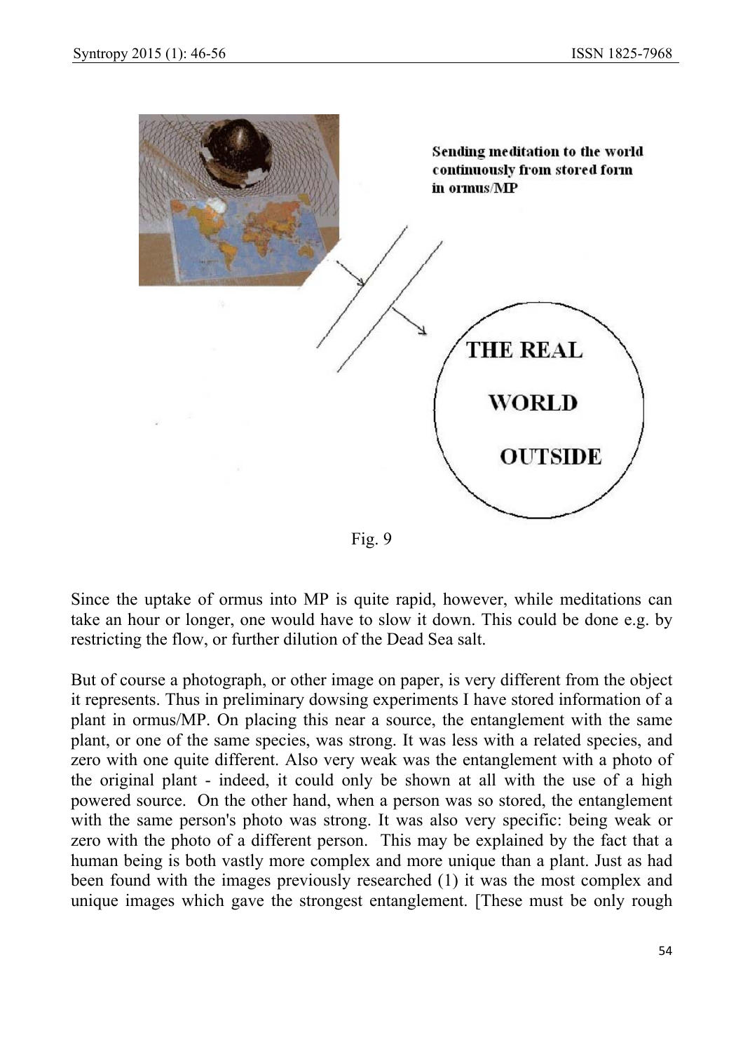Sending meditation to the world continuously from stored form in ormus/MP

THE REAL WORLD OUTSIDE

Fig. 9

Since the uptake of ormus into MP is quite rapid, however, while meditations can take an hour or longer, one would have to slow it down. This could be done e.g. by restricting the flow, or further dilution of the Dead Sea salt.

But of course a photograph, or other image on paper, is very different from the object it represents. Thus in preliminary dowsing experiments I have stored information of a plant in ormus/MP. On placing this near a source, the entanglement with the same plant, or one of the same species, was strong. It was less with a related species, and zero with one quite different. Also very weak was the entanglement with a photo of the original plant - indeed, it could only be shown at all with the use of a high powered source. On the other hand, when a person was so stored, the entanglement with the same person's photo was strong. It was also very specific: being weak or zero with the photo of a different person. This may be explained by the fact that a human being is both vastly more complex and more unique than a plant. Just as had been found with the images previously researched (1) it was the most complex and unique images which gave the strongest entanglement. [These must be only rough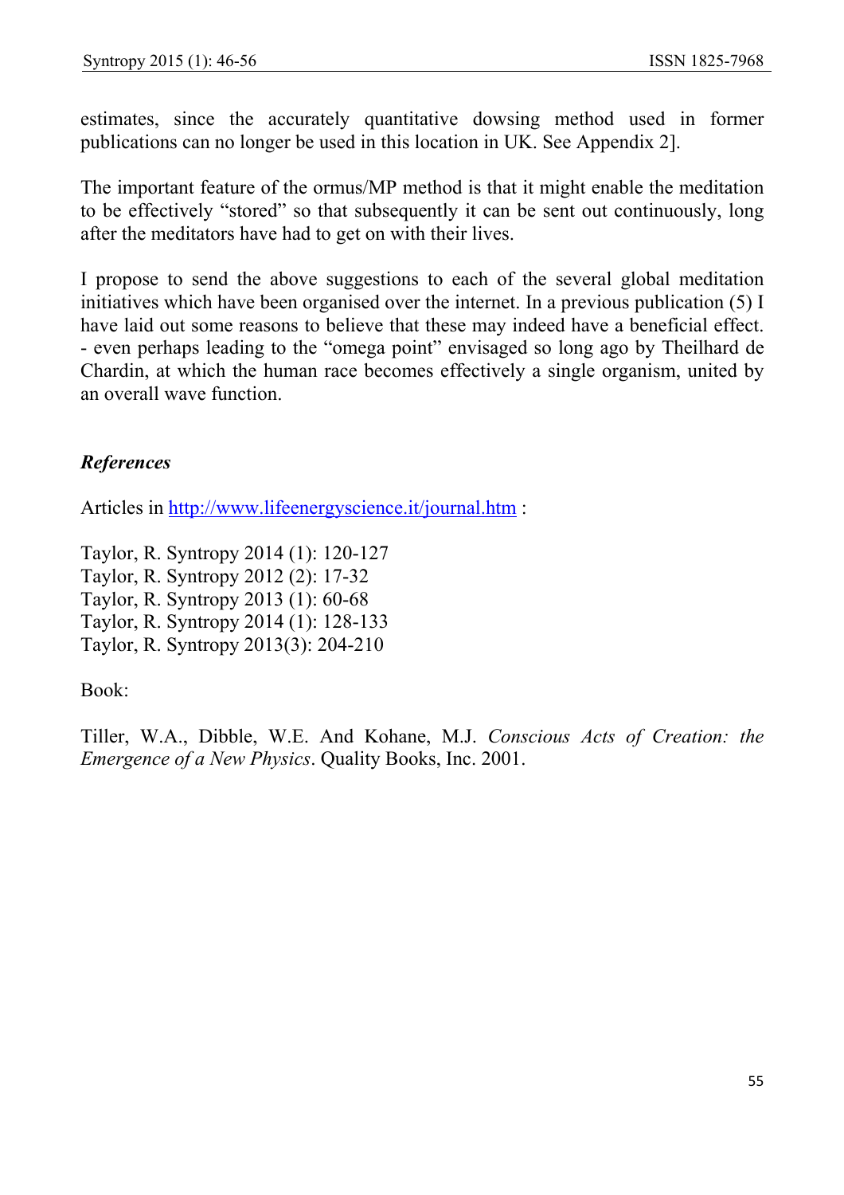estimates, since the accurately quantitative dowsing method used in former publications can no longer be used in this location in UK. See Appendix 2].

The important feature of the ormus/MP method is that it might enable the meditation to be effectively "stored" so that subsequently it can be sent out continuously, long after the meditators have had to get on with their lives.

I propose to send the above suggestions to each of the several global meditation initiatives which have been organised over the internet. In a previous publication (5) I have laid out some reasons to believe that these may indeed have a beneficial effect. - even perhaps leading to the "omega point" envisaged so long ago by Theilhard de Chardin, at which the human race becomes effectively a single organism, united by an overall wave function.

### *References*

Articles in [http://www.lifeenergyscience.it/journal.htm](http://www.lifeenergyscience.it/journal.htm) :

Taylor, R. Syntropy 2014 (1): 120-127
Taylor, R. Syntropy 2012 (2): 17-32
Taylor, R. Syntropy 2013 (1): 60-68
Taylor, R. Syntropy 2014 (1): 128-133
Taylor, R. Syntropy 2013(3): 204-210

Book:

Tiller, W.A., Dibble, W.E. And Kohane, M.J. *Conscious Acts of Creation: the Emergence of a New Physics*. Quality Books, Inc. 2001.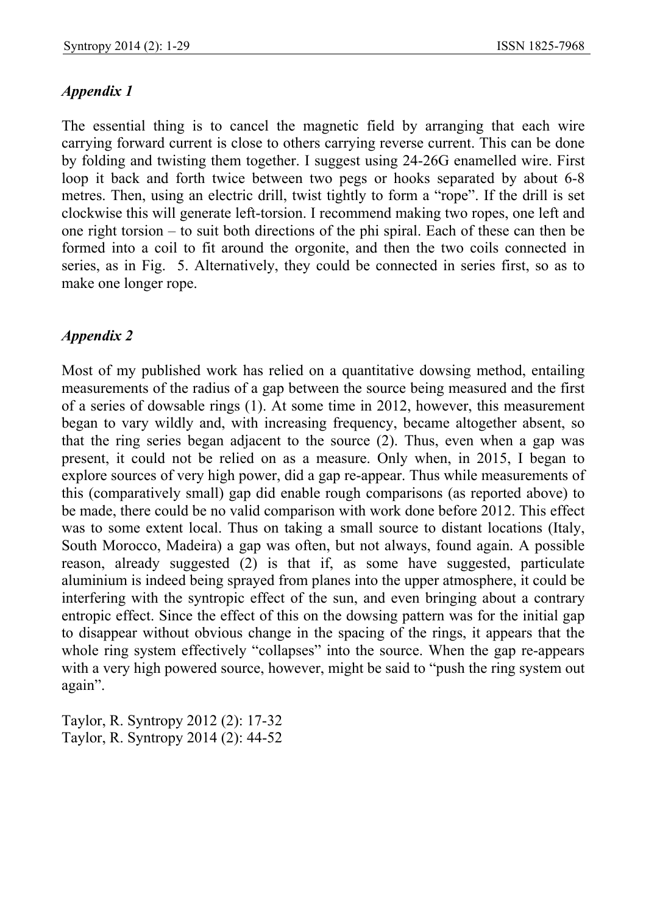### *Appendix 1*

The essential thing is to cancel the magnetic field by arranging that each wire carrying forward current is close to others carrying reverse current. This can be done by folding and twisting them together. I suggest using 24-26G enamelled wire. First loop it back and forth twice between two pegs or hooks separated by about 6-8 metres. Then, using an electric drill, twist tightly to form a "rope". If the drill is set clockwise this will generate left-torsion. I recommend making two ropes, one left and one right torsion – to suit both directions of the phi spiral. Each of these can then be formed into a coil to fit around the orgonite, and then the two coils connected in series, as in Fig. 5. Alternatively, they could be connected in series first, so as to make one longer rope.

### *Appendix 2*

Most of my published work has relied on a quantitative dowsing method, entailing measurements of the radius of a gap between the source being measured and the first of a series of dowsable rings (1). At some time in 2012, however, this measurement began to vary wildly and, with increasing frequency, became altogether absent, so that the ring series began adjacent to the source (2). Thus, even when a gap was present, it could not be relied on as a measure. Only when, in 2015, I began to explore sources of very high power, did a gap re-appear. Thus while measurements of this (comparatively small) gap did enable rough comparisons (as reported above) to be made, there could be no valid comparison with work done before 2012. This effect was to some extent local. Thus on taking a small source to distant locations (Italy, South Morocco, Madeira) a gap was often, but not always, found again. A possible reason, already suggested (2) is that if, as some have suggested, particulate aluminium is indeed being sprayed from planes into the upper atmosphere, it could be interfering with the syntropic effect of the sun, and even bringing about a contrary entropic effect. Since the effect of this on the dowsing pattern was for the initial gap to disappear without obvious change in the spacing of the rings, it appears that the whole ring system effectively "collapses" into the source. When the gap re-appears with a very high powered source, however, might be said to "push the ring system out again".

Taylor, R. Syntropy 2012 (2): 17-32
Taylor, R. Syntropy 2014 (2): 44-52